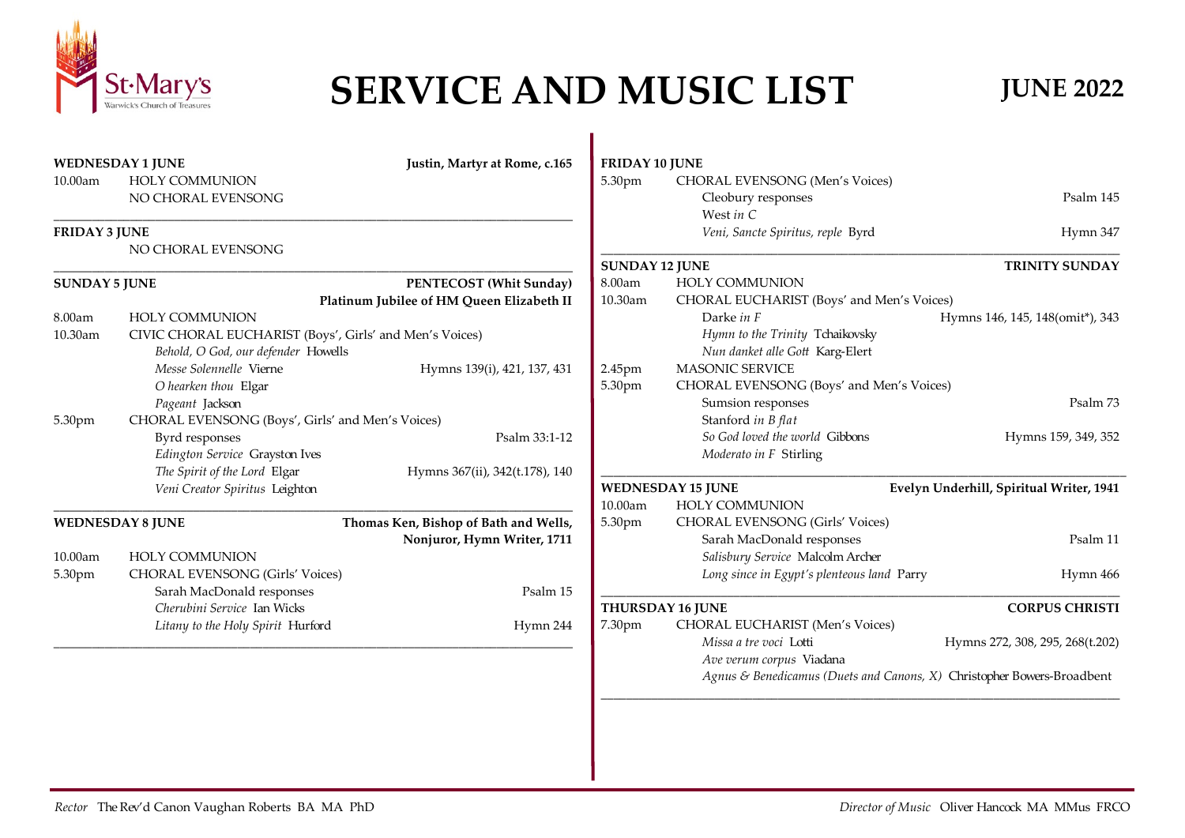# SERVICE AND MUSIC LIST

## JUNE 2022

**WEDNESDAY 1 JUNE** — **Justin, Martyr at Rome, c.165**

10.00am HOLY COMMUNION

NO CHORAL EVENSONG

---

**FRIDAY 3 JUNE**

NO CHORAL EVENSONG

---

**SUNDAY 5 JUNE** — **PENTECOST (Whit Sunday)**
**Platinum Jubilee of HM Queen Elizabeth II**

8.00am HOLY COMMUNION

10.30am CIVIC CHORAL EUCHARIST (Boys', Girls' and Men's Voices)

- *Behold, O God, our defender* Howells
- *Messe Solennelle* Vierne — Hymns 139(i), 421, 137, 431
- *O hearken thou* Elgar
- *Pageant* Jackson

5.30pm CHORAL EVENSONG (Boys', Girls' and Men's Voices)

- Byrd responses — Psalm 33:1-12
- *Edington Service* Grayston Ives
- *The Spirit of the Lord* Elgar — Hymns 367(ii), 342(t.178), 140
- *Veni Creator Spiritus* Leighton

---

**WEDNESDAY 8 JUNE** — **Thomas Ken, Bishop of Bath and Wells, Nonjuror, Hymn Writer, 1711**

10.00am HOLY COMMUNION

5.30pm CHORAL EVENSONG (Girls' Voices)

- Sarah MacDonald responses — Psalm 15
- *Cherubini Service* Ian Wicks
- *Litany to the Holy Spirit* Hurford — Hymn 244

---

**FRIDAY 10 JUNE**

5.30pm CHORAL EVENSONG (Men's Voices)

- Cleobury responses — Psalm 145
- West *in C*
- *Veni, Sancte Spiritus, reple* Byrd — Hymn 347

---

**SUNDAY 12 JUNE** — **TRINITY SUNDAY**

8.00am HOLY COMMUNION

10.30am CHORAL EUCHARIST (Boys' and Men's Voices)

- Darke *in F* — Hymns 146, 145, 148(omit*), 343
- *Hymn to the Trinity* Tchaikovsky
- *Nun danket alle Gott* Karg-Elert

2.45pm MASONIC SERVICE

5.30pm CHORAL EVENSONG (Boys' and Men's Voices)

- Sumsion responses — Psalm 73
- Stanford *in B flat*
- *So God loved the world* Gibbons — Hymns 159, 349, 352
- *Moderato in F* Stirling

---

**WEDNESDAY 15 JUNE** — **Evelyn Underhill, Spiritual Writer, 1941**

10.00am HOLY COMMUNION

5.30pm CHORAL EVENSONG (Girls' Voices)

- Sarah MacDonald responses — Psalm 11
- *Salisbury Service* Malcolm Archer
- *Long since in Egypt's plenteous land* Parry — Hymn 466

---

**THURSDAY 16 JUNE** — **CORPUS CHRISTI**

7.30pm CHORAL EUCHARIST (Men's Voices)

- *Missa a tre voci* Lotti — Hymns 272, 308, 295, 268(t.202)
- *Ave verum corpus* Viadana
- *Agnus & Benedicamus (Duets and Canons, X)* Christopher Bowers-Broadbent

---

*Rector* The Rev'd Canon Vaughan Roberts BA MA PhD

*Director of Music* Oliver Hancock MA MMus FRCO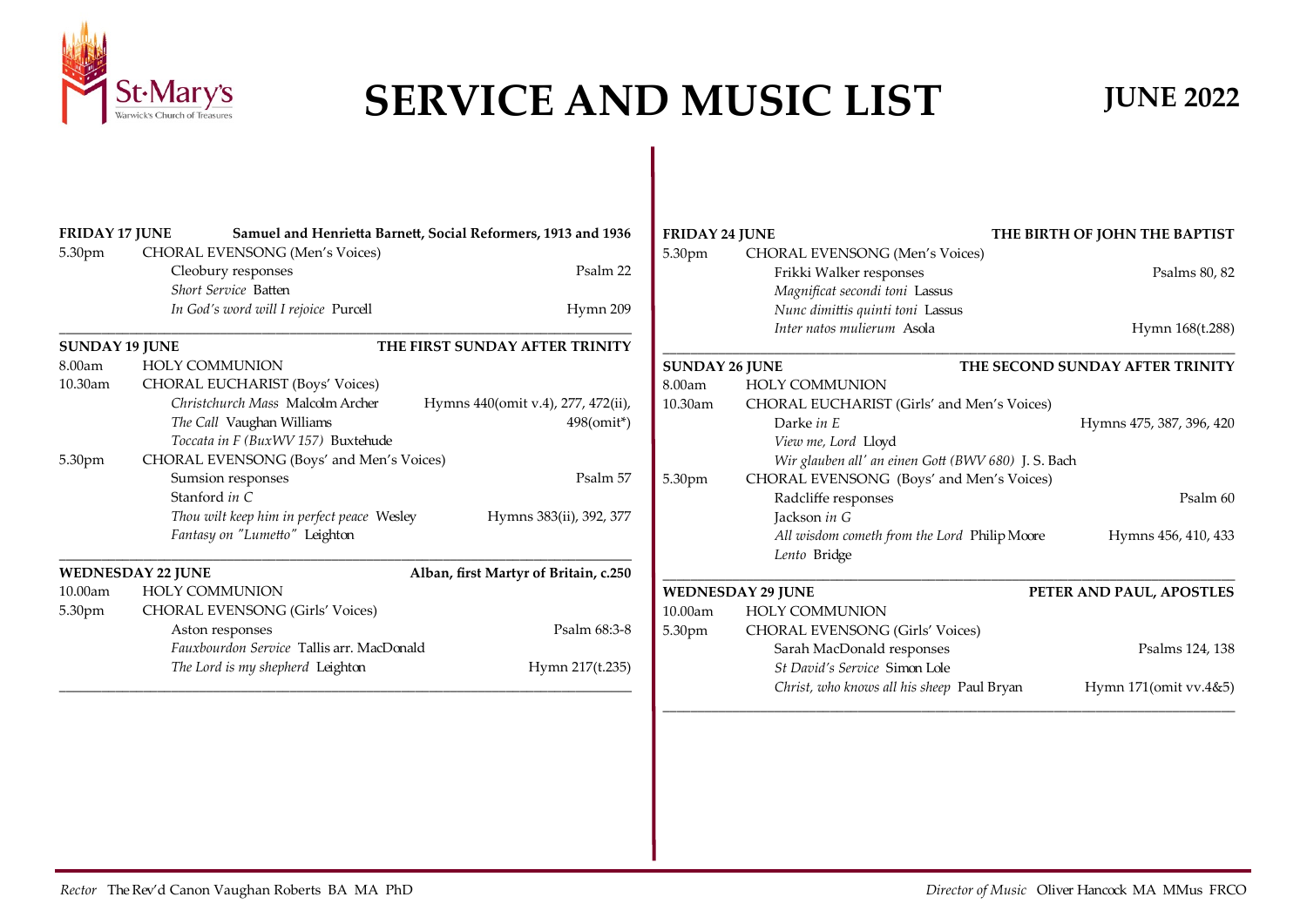# SERVICE AND MUSIC LIST

## JUNE 2022

**FRIDAY 17 JUNE** — **Samuel and Henrietta Barnett, Social Reformers, 1913 and 1936**

5.30pm CHORAL EVENSONG (Men's Voices)

- Cleobury responses — Psalm 22
- *Short Service* Batten
- *In God's word will I rejoice* Purcell — Hymn 209

---

**SUNDAY 19 JUNE** — **THE FIRST SUNDAY AFTER TRINITY**

8.00am HOLY COMMUNION

10.30am CHORAL EUCHARIST (Boys' Voices)

- *Christchurch Mass* Malcolm Archer — Hymns 440(omit v.4), 277, 472(ii), 498(omit*)
- *The Call* Vaughan Williams
- *Toccata in F (BuxWV 157)* Buxtehude

5.30pm CHORAL EVENSONG (Boys' and Men's Voices)

- Sumsion responses — Psalm 57
- Stanford *in C*
- *Thou wilt keep him in perfect peace* Wesley — Hymns 383(ii), 392, 377
- *Fantasy on "Lumetto"* Leighton

---

**WEDNESDAY 22 JUNE** — **Alban, first Martyr of Britain, c.250**

10.00am HOLY COMMUNION

5.30pm CHORAL EVENSONG (Girls' Voices)

- Aston responses — Psalm 68:3-8
- *Fauxbourdon Service* Tallis arr. MacDonald
- *The Lord is my shepherd* Leighton — Hymn 217(t.235)

---

**FRIDAY 24 JUNE** — **THE BIRTH OF JOHN THE BAPTIST**

5.30pm CHORAL EVENSONG (Men's Voices)

- Frikki Walker responses — Psalms 80, 82
- *Magnificat secondi toni* Lassus
- *Nunc dimittis quinti toni* Lassus
- *Inter natos mulierum* Asola — Hymn 168(t.288)

---

**SUNDAY 26 JUNE** — **THE SECOND SUNDAY AFTER TRINITY**

8.00am HOLY COMMUNION

10.30am CHORAL EUCHARIST (Girls' and Men's Voices)

- Darke *in E* — Hymns 475, 387, 396, 420
- *View me, Lord* Lloyd
- *Wir glauben all' an einen Gott (BWV 680)* J. S. Bach

5.30pm CHORAL EVENSONG (Boys' and Men's Voices)

- Radcliffe responses — Psalm 60
- Jackson *in G*
- *All wisdom cometh from the Lord* Philip Moore — Hymns 456, 410, 433
- *Lento* Bridge

---

**WEDNESDAY 29 JUNE** — **PETER AND PAUL, APOSTLES**

10.00am HOLY COMMUNION

5.30pm CHORAL EVENSONG (Girls' Voices)

- Sarah MacDonald responses — Psalms 124, 138
- *St David's Service* Simon Lole
- *Christ, who knows all his sheep* Paul Bryan — Hymn 171(omit vv.4&5)

---

*Rector* The Rev'd Canon Vaughan Roberts BA MA PhD

*Director of Music* Oliver Hancock MA MMus FRCO